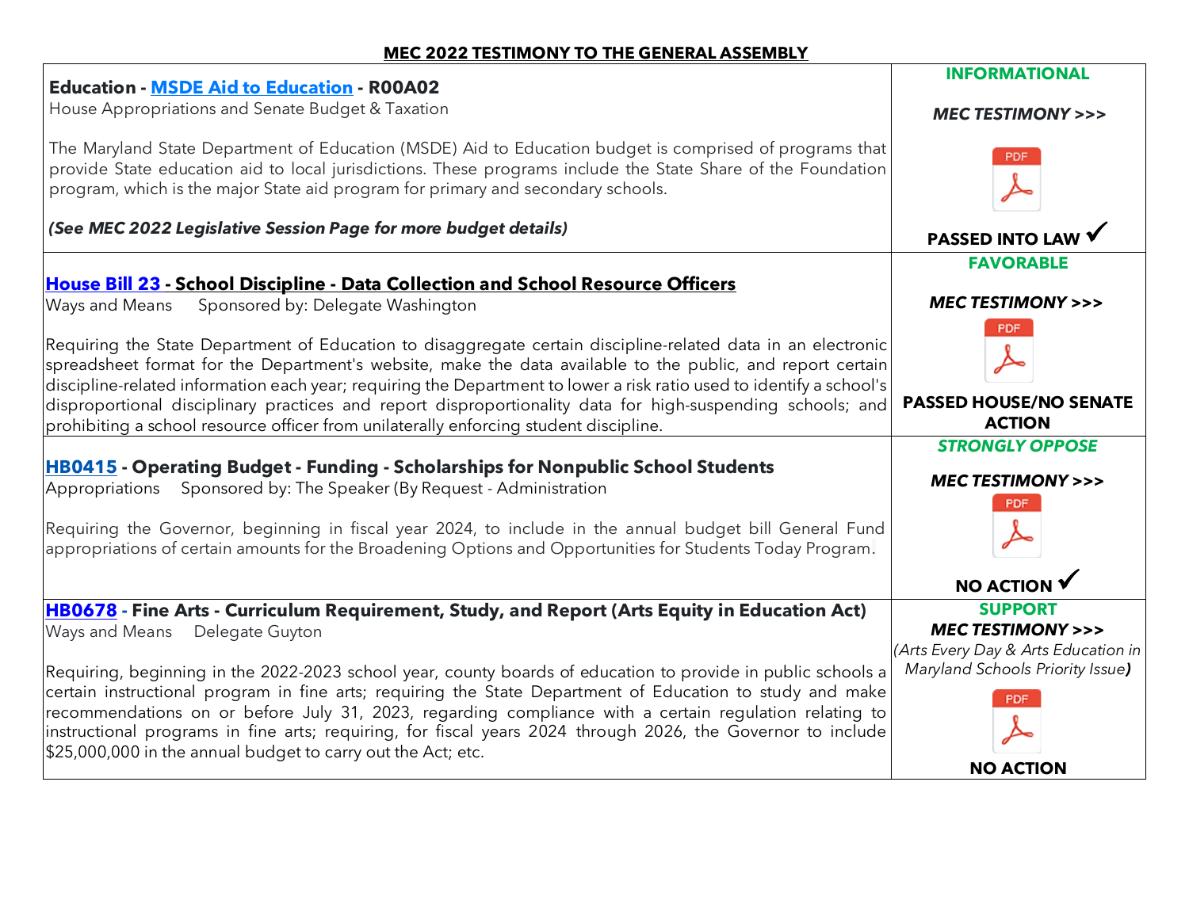## MEC 2022 TESTIMONY TO THE GENERAL ASSEMBLY

| | |
|---|---|
| **Education - MSDE Aid to Education - R00A02**<br>House Appropriations and Senate Budget & Taxation<br><br>The Maryland State Department of Education (MSDE) Aid to Education budget is comprised of programs that provide State education aid to local jurisdictions. These programs include the State Share of the Foundation program, which is the major State aid program for primary and secondary schools.<br><br>***(See MEC 2022 Legislative Session Page for more budget details)*** | **INFORMATIONAL**<br><br>***MEC TESTIMONY >>>***<br><br>PDF<br><br>**PASSED INTO LAW ✓** |
| **House Bill 23 - School Discipline - Data Collection and School Resource Officers**<br>Ways and Means Sponsored by: Delegate Washington<br><br>Requiring the State Department of Education to disaggregate certain discipline-related data in an electronic spreadsheet format for the Department's website, make the data available to the public, and report certain discipline-related information each year; requiring the Department to lower a risk ratio used to identify a school's disproportional disciplinary practices and report disproportionality data for high-suspending schools; and prohibiting a school resource officer from unilaterally enforcing student discipline. | **FAVORABLE**<br><br>***MEC TESTIMONY >>>***<br><br>PDF<br><br>**PASSED HOUSE/NO SENATE ACTION** |
| **HB0415 - Operating Budget - Funding - Scholarships for Nonpublic School Students**<br>Appropriations Sponsored by: The Speaker (By Request - Administration<br><br>Requiring the Governor, beginning in fiscal year 2024, to include in the annual budget bill General Fund appropriations of certain amounts for the Broadening Options and Opportunities for Students Today Program. | ***STRONGLY OPPOSE***<br><br>***MEC TESTIMONY >>>***<br><br>PDF<br><br>**NO ACTION ✓** |
| **HB0678 - Fine Arts - Curriculum Requirement, Study, and Report (Arts Equity in Education Act)**<br>Ways and Means Delegate Guyton<br><br>Requiring, beginning in the 2022-2023 school year, county boards of education to provide in public schools a certain instructional program in fine arts; requiring the State Department of Education to study and make recommendations on or before July 31, 2023, regarding compliance with a certain regulation relating to instructional programs in fine arts; requiring, for fiscal years 2024 through 2026, the Governor to include $25,000,000 in the annual budget to carry out the Act; etc. | **SUPPORT**<br>***MEC TESTIMONY >>>***<br>*(Arts Every Day & Arts Education in Maryland Schools Priority Issue)*<br><br>PDF<br><br>**NO ACTION** |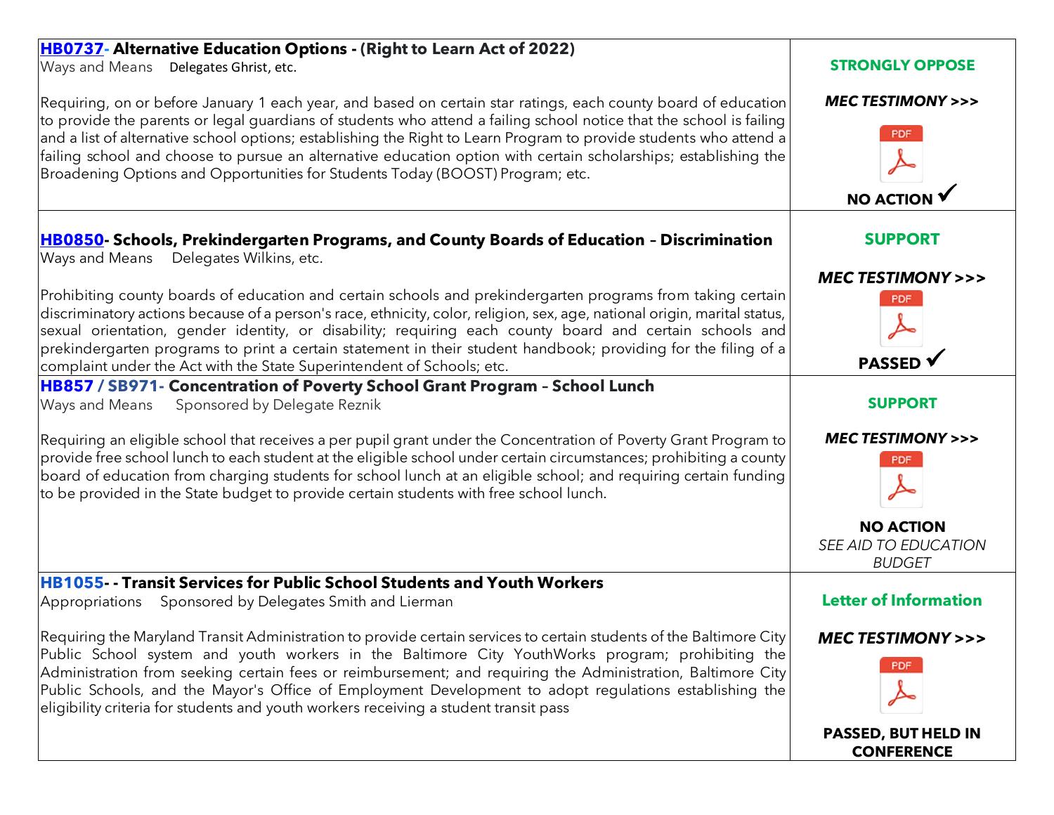| | |
|---|---|
| **HB0737- Alternative Education Options - (Right to Learn Act of 2022)**<br>Ways and Means Delegates Ghrist, etc.<br><br>Requiring, on or before January 1 each year, and based on certain star ratings, each county board of education to provide the parents or legal guardians of students who attend a failing school notice that the school is failing and a list of alternative school options; establishing the Right to Learn Program to provide students who attend a failing school and choose to pursue an alternative education option with certain scholarships; establishing the Broadening Options and Opportunities for Students Today (BOOST) Program; etc. | **STRONGLY OPPOSE**<br><br>***MEC TESTIMONY >>>***<br><br>PDF<br><br>**NO ACTION ✓** |
| **HB0850- Schools, Prekindergarten Programs, and County Boards of Education – Discrimination**<br>Ways and Means Delegates Wilkins, etc.<br><br>Prohibiting county boards of education and certain schools and prekindergarten programs from taking certain discriminatory actions because of a person's race, ethnicity, color, religion, sex, age, national origin, marital status, sexual orientation, gender identity, or disability; requiring each county board and certain schools and prekindergarten programs to print a certain statement in their student handbook; providing for the filing of a complaint under the Act with the State Superintendent of Schools; etc. | **SUPPORT**<br><br>***MEC TESTIMONY >>>***<br><br>PDF<br><br>**PASSED ✓** |
| **HB857 / SB971- Concentration of Poverty School Grant Program – School Lunch**<br>Ways and Means Sponsored by Delegate Reznik<br><br>Requiring an eligible school that receives a per pupil grant under the Concentration of Poverty Grant Program to provide free school lunch to each student at the eligible school under certain circumstances; prohibiting a county board of education from charging students for school lunch at an eligible school; and requiring certain funding to be provided in the State budget to provide certain students with free school lunch. | **SUPPORT**<br><br>***MEC TESTIMONY >>>***<br><br>PDF<br><br>**NO ACTION**<br>*SEE AID TO EDUCATION BUDGET* |
| **HB1055- - Transit Services for Public School Students and Youth Workers**<br>Appropriations Sponsored by Delegates Smith and Lierman<br><br>Requiring the Maryland Transit Administration to provide certain services to certain students of the Baltimore City Public School system and youth workers in the Baltimore City YouthWorks program; prohibiting the Administration from seeking certain fees or reimbursement; and requiring the Administration, Baltimore City Public Schools, and the Mayor's Office of Employment Development to adopt regulations establishing the eligibility criteria for students and youth workers receiving a student transit pass | **Letter of Information**<br><br>***MEC TESTIMONY >>>***<br><br>PDF<br><br>**PASSED, BUT HELD IN CONFERENCE** |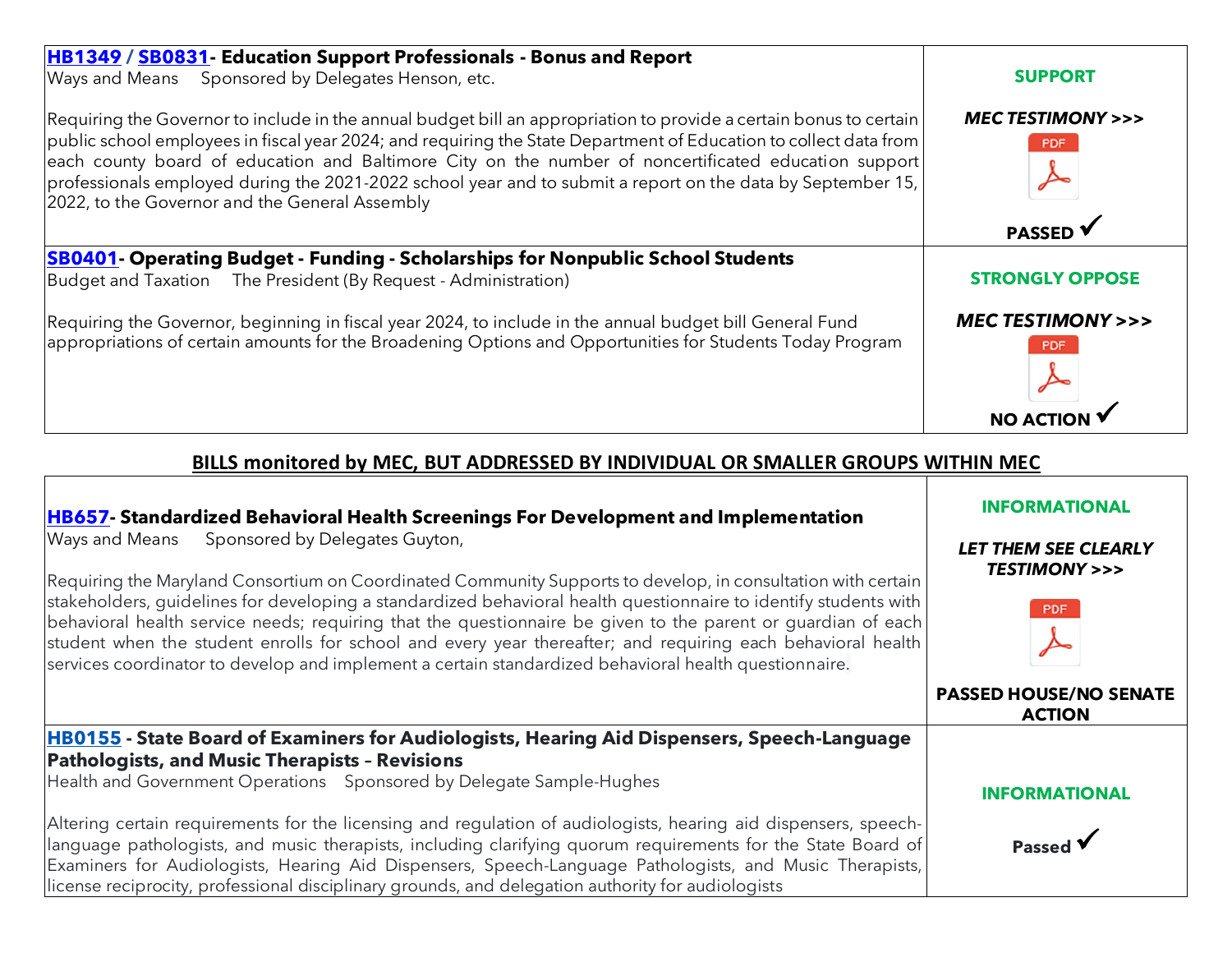| | |
|---|---|
| **HB1349 / SB0831- Education Support Professionals - Bonus and Report**<br>Ways and Means     Sponsored by Delegates Henson, etc.<br><br>Requiring the Governor to include in the annual budget bill an appropriation to provide a certain bonus to certain public school employees in fiscal year 2024; and requiring the State Department of Education to collect data from each county board of education and Baltimore City on the number of noncertificated education support professionals employed during the 2021-2022 school year and to submit a report on the data by September 15, 2022, to the Governor and the General Assembly | **SUPPORT**<br><br>***MEC TESTIMONY >>>***<br>PDF<br><br>**PASSED ✓** |
| **SB0401- Operating Budget - Funding - Scholarships for Nonpublic School Students**<br>Budget and Taxation     The President (By Request - Administration)<br><br>Requiring the Governor, beginning in fiscal year 2024, to include in the annual budget bill General Fund appropriations of certain amounts for the Broadening Options and Opportunities for Students Today Program | **STRONGLY OPPOSE**<br><br>***MEC TESTIMONY >>>***<br>PDF<br><br>**NO ACTION ✓** |

## BILLS monitored by MEC, BUT ADDRESSED BY INDIVIDUAL OR SMALLER GROUPS WITHIN MEC

| | |
|---|---|
| **HB657- Standardized Behavioral Health Screenings For Development and Implementation**<br>Ways and Means     Sponsored by Delegates Guyton,<br><br>Requiring the Maryland Consortium on Coordinated Community Supports to develop, in consultation with certain stakeholders, guidelines for developing a standardized behavioral health questionnaire to identify students with behavioral health service needs; requiring that the questionnaire be given to the parent or guardian of each student when the student enrolls for school and every year thereafter; and requiring each behavioral health services coordinator to develop and implement a certain standardized behavioral health questionnaire. | **INFORMATIONAL**<br><br>***LET THEM SEE CLEARLY TESTIMONY >>>***<br>PDF<br><br>**PASSED HOUSE/NO SENATE ACTION** |
| **HB0155 - State Board of Examiners for Audiologists, Hearing Aid Dispensers, Speech-Language Pathologists, and Music Therapists – Revisions**<br>Health and Government Operations     Sponsored by Delegate Sample-Hughes<br><br>Altering certain requirements for the licensing and regulation of audiologists, hearing aid dispensers, speech-language pathologists, and music therapists, including clarifying quorum requirements for the State Board of Examiners for Audiologists, Hearing Aid Dispensers, Speech-Language Pathologists, and Music Therapists, license reciprocity, professional disciplinary grounds, and delegation authority for audiologists | **INFORMATIONAL**<br><br>**Passed ✓** |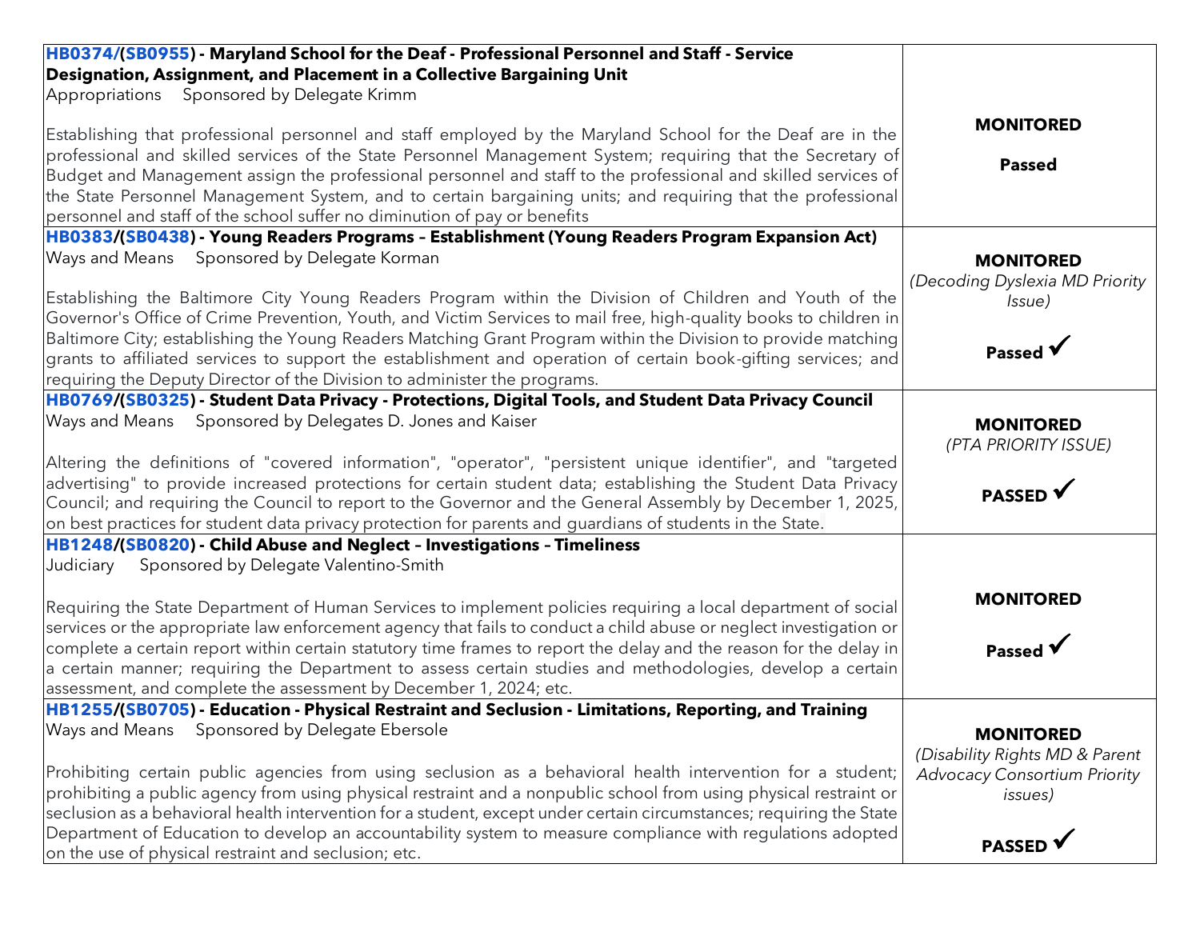| | |
|---|---|
| **HB0374/(SB0955) - Maryland School for the Deaf - Professional Personnel and Staff - Service Designation, Assignment, and Placement in a Collective Bargaining Unit**<br>Appropriations Sponsored by Delegate Krimm<br><br>Establishing that professional personnel and staff employed by the Maryland School for the Deaf are in the professional and skilled services of the State Personnel Management System; requiring that the Secretary of Budget and Management assign the professional personnel and staff to the professional and skilled services of the State Personnel Management System, and to certain bargaining units; and requiring that the professional personnel and staff of the school suffer no diminution of pay or benefits | **MONITORED**<br><br>**Passed** |
| **HB0383/(SB0438) - Young Readers Programs – Establishment (Young Readers Program Expansion Act)**<br>Ways and Means Sponsored by Delegate Korman<br><br>Establishing the Baltimore City Young Readers Program within the Division of Children and Youth of the Governor's Office of Crime Prevention, Youth, and Victim Services to mail free, high-quality books to children in Baltimore City; establishing the Young Readers Matching Grant Program within the Division to provide matching grants to affiliated services to support the establishment and operation of certain book-gifting services; and requiring the Deputy Director of the Division to administer the programs. | **MONITORED**<br>*(Decoding Dyslexia MD Priority Issue)*<br><br>**Passed ✓** |
| **HB0769/(SB0325) - Student Data Privacy - Protections, Digital Tools, and Student Data Privacy Council**<br>Ways and Means Sponsored by Delegates D. Jones and Kaiser<br><br>Altering the definitions of "covered information", "operator", "persistent unique identifier", and "targeted advertising" to provide increased protections for certain student data; establishing the Student Data Privacy Council; and requiring the Council to report to the Governor and the General Assembly by December 1, 2025, on best practices for student data privacy protection for parents and guardians of students in the State. | **MONITORED**<br>*(PTA PRIORITY ISSUE)*<br><br>**PASSED ✓** |
| **HB1248/(SB0820) - Child Abuse and Neglect – Investigations – Timeliness**<br>Judiciary Sponsored by Delegate Valentino-Smith<br><br>Requiring the State Department of Human Services to implement policies requiring a local department of social services or the appropriate law enforcement agency that fails to conduct a child abuse or neglect investigation or complete a certain report within certain statutory time frames to report the delay and the reason for the delay in a certain manner; requiring the Department to assess certain studies and methodologies, develop a certain assessment, and complete the assessment by December 1, 2024; etc. | **MONITORED**<br><br>**Passed ✓** |
| **HB1255/(SB0705) - Education - Physical Restraint and Seclusion - Limitations, Reporting, and Training**<br>Ways and Means Sponsored by Delegate Ebersole<br><br>Prohibiting certain public agencies from using seclusion as a behavioral health intervention for a student; prohibiting a public agency from using physical restraint and a nonpublic school from using physical restraint or seclusion as a behavioral health intervention for a student, except under certain circumstances; requiring the State Department of Education to develop an accountability system to measure compliance with regulations adopted on the use of physical restraint and seclusion; etc. | **MONITORED**<br>*(Disability Rights MD & Parent Advocacy Consortium Priority issues)*<br><br>**PASSED ✓** |